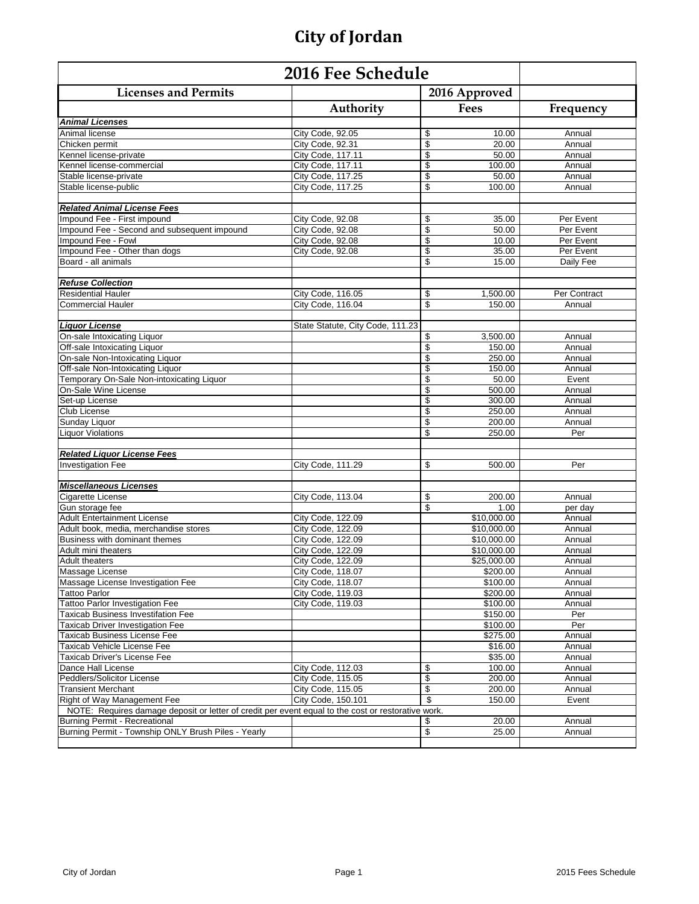# City of Jordan

| 2016 Fee Schedule | | | |
|---|---|---|---|
| **Licenses and Permits** | | **2016 Approved** | |
| | **Authority** | **Fees** | **Frequency** |
| ***Animal Licenses*** | | | |
| Animal license | City Code, 92.05 | $ 10.00 | Annual |
| Chicken permit | City Code, 92.31 | $ 20.00 | Annual |
| Kennel license-private | City Code, 117.11 | $ 50.00 | Annual |
| Kennel license-commercial | City Code, 117.11 | $ 100.00 | Annual |
| Stable license-private | City Code, 117.25 | $ 50.00 | Annual |
| Stable license-public | City Code, 117.25 | $ 100.00 | Annual |
| | | | |
| ***Related Animal License Fees*** | | | |
| Impound Fee - First impound | City Code, 92.08 | $ 35.00 | Per Event |
| Impound Fee - Second and subsequent impound | City Code, 92.08 | $ 50.00 | Per Event |
| Impound Fee - Fowl | City Code, 92.08 | $ 10.00 | Per Event |
| Impound Fee - Other than dogs | City Code, 92.08 | $ 35.00 | Per Event |
| Board - all animals | | $ 15.00 | Daily Fee |
| | | | |
| ***Refuse Collection*** | | | |
| Residential Hauler | City Code, 116.05 | $ 1,500.00 | Per Contract |
| Commercial Hauler | City Code, 116.04 | $ 150.00 | Annual |
| | | | |
| ***Liquor License*** | State Statute, City Code, 111.23 | | |
| On-sale Intoxicating Liquor | | $ 3,500.00 | Annual |
| Off-sale Intoxicating Liquor | | $ 150.00 | Annual |
| On-sale Non-Intoxicating Liquor | | $ 250.00 | Annual |
| Off-sale Non-Intoxicating Liquor | | $ 150.00 | Annual |
| Temporary On-Sale Non-intoxicating Liquor | | $ 50.00 | Event |
| On-Sale Wine License | | $ 500.00 | Annual |
| Set-up License | | $ 300.00 | Annual |
| Club License | | $ 250.00 | Annual |
| Sunday Liquor | | $ 200.00 | Annual |
| Liquor Violations | | $ 250.00 | Per |
| | | | |
| ***Related Liquor License Fees*** | | | |
| Investigation Fee | City Code, 111.29 | $ 500.00 | Per |
| | | | |
| ***Miscellaneous Licenses*** | | | |
| Cigarette License | City Code, 113.04 | $ 200.00 | Annual |
| Gun storage fee | | $ 1.00 | per day |
| Adult Entertainment License | City Code, 122.09 | $10,000.00 | Annual |
| Adult book, media, merchandise stores | City Code, 122.09 | $10,000.00 | Annual |
| Business with dominant themes | City Code, 122.09 | $10,000.00 | Annual |
| Adult mini theaters | City Code, 122.09 | $10,000.00 | Annual |
| Adult theaters | City Code, 122.09 | $25,000.00 | Annual |
| Massage License | City Code, 118.07 | $200.00 | Annual |
| Massage License Investigation Fee | City Code, 118.07 | $100.00 | Annual |
| Tattoo Parlor | City Code, 119.03 | $200.00 | Annual |
| Tattoo Parlor Investigation Fee | City Code, 119.03 | $100.00 | Annual |
| Taxicab Business Investifation Fee | | $150.00 | Per |
| Taxicab Driver Investigation Fee | | $100.00 | Per |
| Taxicab Business License Fee | | $275.00 | Annual |
| Taxicab Vehicle License Fee | | $16.00 | Annual |
| Taxicab Driver's License Fee | | $35.00 | Annual |
| Dance Hall License | City Code, 112.03 | $ 100.00 | Annual |
| Peddlers/Solicitor License | City Code, 115.05 | $ 200.00 | Annual |
| Transient Merchant | City Code, 115.05 | $ 200.00 | Annual |
| Right of Way Management Fee | City Code, 150.101 | $ 150.00 | Event |
| NOTE: Requires damage deposit or letter of credit per event equal to the cost or restorative work. | | | |
| Burning Permit - Recreational | | $ 20.00 | Annual |
| Burning Permit - Township ONLY Brush Piles - Yearly | | $ 25.00 | Annual |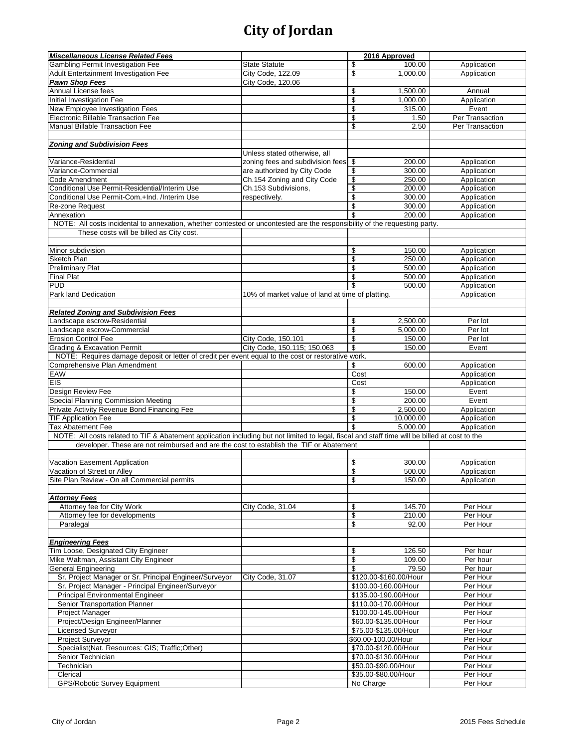# City of Jordan

| *Miscellaneous License Related Fees* | | 2016 Approved | |
|---|---|---|---|
| Gambling Permit Investigation Fee | State Statute | $ 100.00 | Application |
| Adult Entertainment Investigation Fee | City Code, 122.09 | $ 1,000.00 | Application |
| *Pawn Shop Fees* | City Code, 120.06 | | |
| Annual License fees | | $ 1,500.00 | Annual |
| Initial Investigation Fee | | $ 1,000.00 | Application |
| New Employee Investigation Fees | | $ 315.00 | Event |
| Electronic Billable Transaction Fee | | $ 1.50 | Per Transaction |
| Manual Billable Transaction Fee | | $ 2.50 | Per Transaction |
| | | | |
| *Zoning and Subdivision Fees* | | | |
| | Unless stated otherwise, all | | |
| Variance-Residential | zoning fees and subdivision fees | $ 200.00 | Application |
| Variance-Commercial | are authorized by City Code | $ 300.00 | Application |
| Code Amendment | Ch.154 Zoning and City Code | $ 250.00 | Application |
| Conditional Use Permit-Residential/Interim Use | Ch.153 Subdivisions, | $ 200.00 | Application |
| Conditional Use Permit-Com.+Ind. /Interim Use | respectively. | $ 300.00 | Application |
| Re-zone Request | | $ 300.00 | Application |
| Annexation | | $ 200.00 | Application |
| NOTE: All costs incidental to annexation, whether contested or uncontested are the responsibility of the requesting party. | | | |
| These costs will be billed as City cost. | | | |
| | | | |
| Minor subdivision | | $ 150.00 | Application |
| Sketch Plan | | $ 250.00 | Application |
| Preliminary Plat | | $ 500.00 | Application |
| Final Plat | | $ 500.00 | Application |
| PUD | | $ 500.00 | Application |
| Park land Dedication | 10% of market value of land at time of platting. | | Application |
| | | | |
| *Related Zoning and Subdivision Fees* | | | |
| Landscape escrow-Residential | | $ 2,500.00 | Per lot |
| Landscape escrow-Commercial | | $ 5,000.00 | Per lot |
| Erosion Control Fee | City Code, 150.101 | $ 150.00 | Per lot |
| Grading & Excavation Permit | City Code, 150.115; 150.063 | $ 150.00 | Event |
| NOTE: Requires damage deposit or letter of credit per event equal to the cost or restorative work. | | | |
| Comprehensive Plan Amendment | | $ 600.00 | Application |
| EAW | | Cost | Application |
| EIS | | Cost | Application |
| Design Review Fee | | $ 150.00 | Event |
| Special Planning Commission Meeting | | $ 200.00 | Event |
| Private Activity Revenue Bond Financing Fee | | $ 2,500.00 | Application |
| TIF Application Fee | | $ 10,000.00 | Application |
| Tax Abatement Fee | | $ 5,000.00 | Application |
| NOTE: All costs related to TIF & Abatement application including but not limited to legal, fiscal and staff time will be billed at cost to the | | | |
| developer. These are not reimbursed and are the cost to establish the TIF or Abatement | | | |
| | | | |
| Vacation Easement Application | | $ 300.00 | Application |
| Vacation of Street or Alley | | $ 500.00 | Application |
| Site Plan Review - On all Commercial permits | | $ 150.00 | Application |
| | | | |
| *Attorney Fees* | | | |
| Attorney fee for City Work | City Code, 31.04 | $ 145.70 | Per Hour |
| Attorney fee for developments | | $ 210.00 | Per Hour |
| Paralegal | | $ 92.00 | Per Hour |
| | | | |
| *Engineering Fees* | | | |
| Tim Loose, Designated City Engineer | | $ 126.50 | Per hour |
| Mike Waltman, Assistant City Engineer | | $ 109.00 | Per hour |
| General Engineering | | $ 79.50 | Per hour |
| Sr. Project Manager or Sr. Principal Engineer/Surveyor | City Code, 31.07 | $120.00-$160.00/Hour | Per Hour |
| Sr. Project Manager - Principal Engineer/Surveyor | | $100.00-160.00/Hour | Per Hour |
| Principal Environmental Engineer | | $135.00-190.00/Hour | Per Hour |
| Senior Transportation Planner | | $110.00-170.00/Hour | Per Hour |
| Project Manager | | $100.00-145.00/Hour | Per Hour |
| Project/Design Engineer/Planner | | $60.00-$135.00/Hour | Per Hour |
| Licensed Surveyor | | $75.00-$135.00/Hour | Per Hour |
| Project Surveyor | | $60.00-100.00/Hour | Per Hour |
| Specialist(Nat. Resources: GIS; Traffic;Other) | | $70.00-$120.00/Hour | Per Hour |
| Senior Technician | | $70.00-$130.00/Hour | Per Hour |
| Technician | | $50.00-$90.00/Hour | Per Hour |
| Clerical | | $35.00-$80.00/Hour | Per Hour |
| GPS/Robotic Survey Equipment | | No Charge | Per Hour |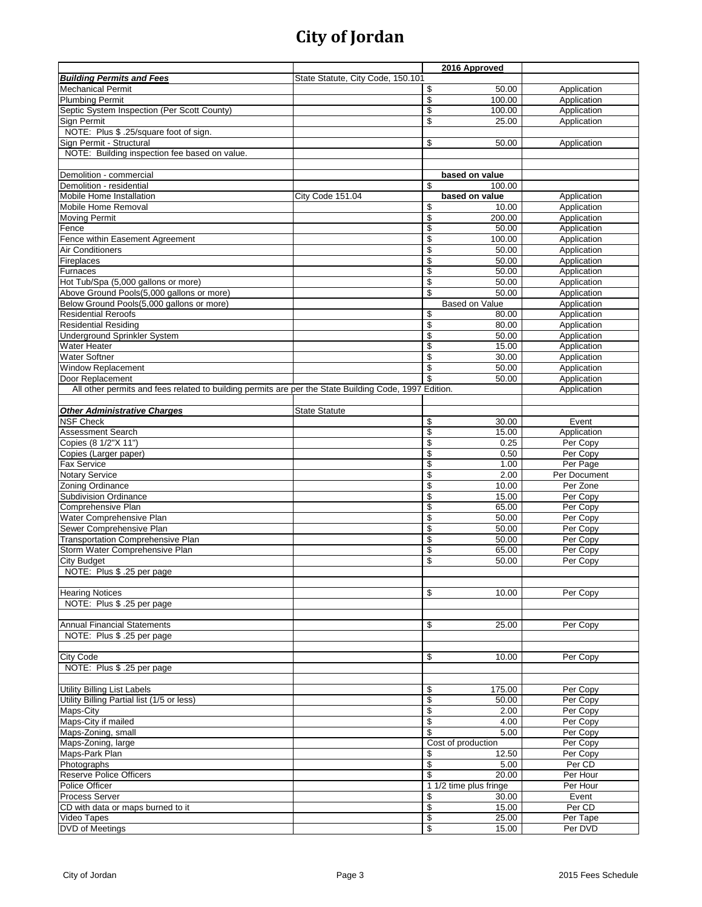# City of Jordan

| | | 2016 Approved | |
|---|---|---|---|
| ***Building Permits and Fees*** | State Statute, City Code, 150.101 | | |
| Mechanical Permit | | $ 50.00 | Application |
| Plumbing Permit | | $ 100.00 | Application |
| Septic System Inspection (Per Scott County) | | $ 100.00 | Application |
| Sign Permit | | $ 25.00 | Application |
| NOTE: Plus $ .25/square foot of sign. | | | |
| Sign Permit - Structural | | $ 50.00 | Application |
| NOTE: Building inspection fee based on value. | | | |
| | | | |
| Demolition - commercial | | **based on value** | |
| Demolition - residential | | $ 100.00 | |
| Mobile Home Installation | City Code 151.04 | **based on value** | Application |
| Mobile Home Removal | | $ 10.00 | Application |
| Moving Permit | | $ 200.00 | Application |
| Fence | | $ 50.00 | Application |
| Fence within Easement Agreement | | $ 100.00 | Application |
| Air Conditioners | | $ 50.00 | Application |
| Fireplaces | | $ 50.00 | Application |
| Furnaces | | $ 50.00 | Application |
| Hot Tub/Spa (5,000 gallons or more) | | $ 50.00 | Application |
| Above Ground Pools(5,000 gallons or more) | | $ 50.00 | Application |
| Below Ground Pools(5,000 gallons or more) | | Based on Value | Application |
| Residential Reroofs | | $ 80.00 | Application |
| Residential Residing | | $ 80.00 | Application |
| Underground Sprinkler System | | $ 50.00 | Application |
| Water Heater | | $ 15.00 | Application |
| Water Softner | | $ 30.00 | Application |
| Window Replacement | | $ 50.00 | Application |
| Door Replacement | | $ 50.00 | Application |
| All other permits and fees related to building permits are per the State Building Code, 1997 Edition. | | | Application |
| | | | |
| ***Other Administrative Charges*** | State Statute | | |
| NSF Check | | $ 30.00 | Event |
| Assessment Search | | $ 15.00 | Application |
| Copies (8 1/2"X 11") | | $ 0.25 | Per Copy |
| Copies (Larger paper) | | $ 0.50 | Per Copy |
| Fax Service | | $ 1.00 | Per Page |
| Notary Service | | $ 2.00 | Per Document |
| Zoning Ordinance | | $ 10.00 | Per Zone |
| Subdivision Ordinance | | $ 15.00 | Per Copy |
| Comprehensive Plan | | $ 65.00 | Per Copy |
| Water Comprehensive Plan | | $ 50.00 | Per Copy |
| Sewer Comprehensive Plan | | $ 50.00 | Per Copy |
| Transportation Comprehensive Plan | | $ 50.00 | Per Copy |
| Storm Water Comprehensive Plan | | $ 65.00 | Per Copy |
| City Budget | | $ 50.00 | Per Copy |
| NOTE: Plus $ .25 per page | | | |
| | | | |
| Hearing Notices | | $ 10.00 | Per Copy |
| NOTE: Plus $ .25 per page | | | |
| | | | |
| Annual Financial Statements | | $ 25.00 | Per Copy |
| NOTE: Plus $ .25 per page | | | |
| | | | |
| City Code | | $ 10.00 | Per Copy |
| NOTE: Plus $ .25 per page | | | |
| | | | |
| Utility Billing List Labels | | $ 175.00 | Per Copy |
| Utility Billing Partial list (1/5 or less) | | $ 50.00 | Per Copy |
| Maps-City | | $ 2.00 | Per Copy |
| Maps-City if mailed | | $ 4.00 | Per Copy |
| Maps-Zoning, small | | $ 5.00 | Per Copy |
| Maps-Zoning, large | | Cost of production | Per Copy |
| Maps-Park Plan | | $ 12.50 | Per Copy |
| Photographs | | $ 5.00 | Per CD |
| Reserve Police Officers | | $ 20.00 | Per Hour |
| Police Officer | | 1 1/2 time plus fringe | Per Hour |
| Process Server | | $ 30.00 | Event |
| CD with data or maps burned to it | | $ 15.00 | Per CD |
| Video Tapes | | $ 25.00 | Per Tape |
| DVD of Meetings | | $ 15.00 | Per DVD |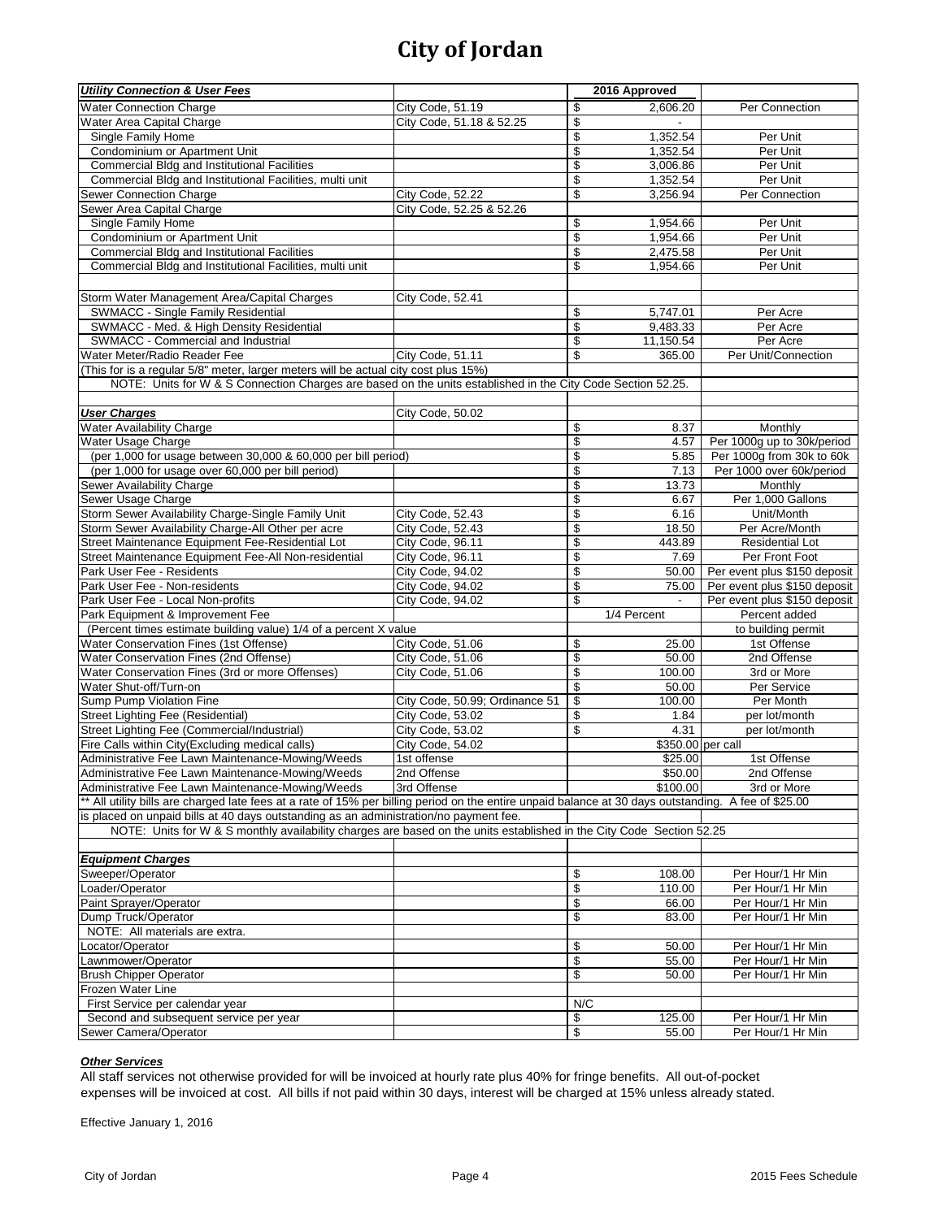# City of Jordan

| ***Utility Connection & User Fees*** | | 2016 Approved | |
|---|---|---|---|
| Water Connection Charge | City Code, 51.19 | $ 2,606.20 | Per Connection |
| Water Area Capital Charge | City Code, 51.18 & 52.25 | $ - | |
| Single Family Home | | $ 1,352.54 | Per Unit |
| Condominium or Apartment Unit | | $ 1,352.54 | Per Unit |
| Commercial Bldg and Institutional Facilities | | $ 3,006.86 | Per Unit |
| Commercial Bldg and Institutional Facilities, multi unit | | $ 1,352.54 | Per Unit |
| Sewer Connection Charge | City Code, 52.22 | $ 3,256.94 | Per Connection |
| Sewer Area Capital Charge | City Code, 52.25 & 52.26 | | |
| Single Family Home | | $ 1,954.66 | Per Unit |
| Condominium or Apartment Unit | | $ 1,954.66 | Per Unit |
| Commercial Bldg and Institutional Facilities | | $ 2,475.58 | Per Unit |
| Commercial Bldg and Institutional Facilities, multi unit | | $ 1,954.66 | Per Unit |
| | | | |
| Storm Water Management Area/Capital Charges | City Code, 52.41 | | |
| SWMACC - Single Family Residential | | $ 5,747.01 | Per Acre |
| SWMACC - Med. & High Density Residential | | $ 9,483.33 | Per Acre |
| SWMACC - Commercial and Industrial | | $ 11,150.54 | Per Acre |
| Water Meter/Radio Reader Fee | City Code, 51.11 | $ 365.00 | Per Unit/Connection |
| (This for is a regular 5/8" meter, larger meters will be actual city cost plus 15%) | | | |
| NOTE: Units for W & S Connection Charges are based on the units established in the City Code Section 52.25. | | | |
| | | | |
| ***User Charges*** | City Code, 50.02 | | |
| Water Availability Charge | | $ 8.37 | Monthly |
| Water Usage Charge | | $ 4.57 | Per 1000g up to 30k/period |
| (per 1,000 for usage between 30,000 & 60,000 per bill period) | | $ 5.85 | Per 1000g from 30k to 60k |
| (per 1,000 for usage over 60,000 per bill period) | | $ 7.13 | Per 1000 over 60k/period |
| Sewer Availability Charge | | $ 13.73 | Monthly |
| Sewer Usage Charge | | $ 6.67 | Per 1,000 Gallons |
| Storm Sewer Availability Charge-Single Family Unit | City Code, 52.43 | $ 6.16 | Unit/Month |
| Storm Sewer Availability Charge-All Other per acre | City Code, 52.43 | $ 18.50 | Per Acre/Month |
| Street Maintenance Equipment Fee-Residential Lot | City Code, 96.11 | $ 443.89 | Residential Lot |
| Street Maintenance Equipment Fee-All Non-residential | City Code, 96.11 | $ 7.69 | Per Front Foot |
| Park User Fee - Residents | City Code, 94.02 | $ 50.00 | Per event plus $150 deposit |
| Park User Fee - Non-residents | City Code, 94.02 | $ 75.00 | Per event plus $150 deposit |
| Park User Fee - Local Non-profits | City Code, 94.02 | $ - | Per event plus $150 deposit |
| Park Equipment & Improvement Fee | | 1/4 Percent | Percent added |
| (Percent times estimate building value) 1/4 of a percent X value | | | to building permit |
| Water Conservation Fines (1st Offense) | City Code, 51.06 | $ 25.00 | 1st Offense |
| Water Conservation Fines (2nd Offense) | City Code, 51.06 | $ 50.00 | 2nd Offense |
| Water Conservation Fines (3rd or more Offenses) | City Code, 51.06 | $ 100.00 | 3rd or More |
| Water Shut-off/Turn-on | | $ 50.00 | Per Service |
| Sump Pump Violation Fine | City Code, 50.99; Ordinance 51 | $ 100.00 | Per Month |
| Street Lighting Fee (Residential) | City Code, 53.02 | $ 1.84 | per lot/month |
| Street Lighting Fee (Commercial/Industrial) | City Code, 53.02 | $ 4.31 | per lot/month |
| Fire Calls within City(Excluding medical calls) | City Code, 54.02 | $350.00 | per call |
| Administrative Fee Lawn Maintenance-Mowing/Weeds | 1st offense | $25.00 | 1st Offense |
| Administrative Fee Lawn Maintenance-Mowing/Weeds | 2nd Offense | $50.00 | 2nd Offense |
| Administrative Fee Lawn Maintenance-Mowing/Weeds | 3rd Offense | $100.00 | 3rd or More |
| ** All utility bills are charged late fees at a rate of 15% per billing period on the entire unpaid balance at 30 days outstanding. A fee of $25.00 | | | |
| is placed on unpaid bills at 40 days outstanding as an administration/no payment fee. | | | |
| NOTE: Units for W & S monthly availability charges are based on the units established in the City Code Section 52.25 | | | |
| | | | |
| ***Equipment Charges*** | | | |
| Sweeper/Operator | | $ 108.00 | Per Hour/1 Hr Min |
| Loader/Operator | | $ 110.00 | Per Hour/1 Hr Min |
| Paint Sprayer/Operator | | $ 66.00 | Per Hour/1 Hr Min |
| Dump Truck/Operator | | $ 83.00 | Per Hour/1 Hr Min |
| NOTE: All materials are extra. | | | |
| Locator/Operator | | $ 50.00 | Per Hour/1 Hr Min |
| Lawnmower/Operator | | $ 55.00 | Per Hour/1 Hr Min |
| Brush Chipper Operator | | $ 50.00 | Per Hour/1 Hr Min |
| Frozen Water Line | | | |
| First Service per calendar year | | N/C | |
| Second and subsequent service per year | | $ 125.00 | Per Hour/1 Hr Min |
| Sewer Camera/Operator | | $ 55.00 | Per Hour/1 Hr Min |

***Other Services***

All staff services not otherwise provided for will be invoiced at hourly rate plus 40% for fringe benefits. All out-of-pocket expenses will be invoiced at cost. All bills if not paid within 30 days, interest will be charged at 15% unless already stated.

Effective January 1, 2016